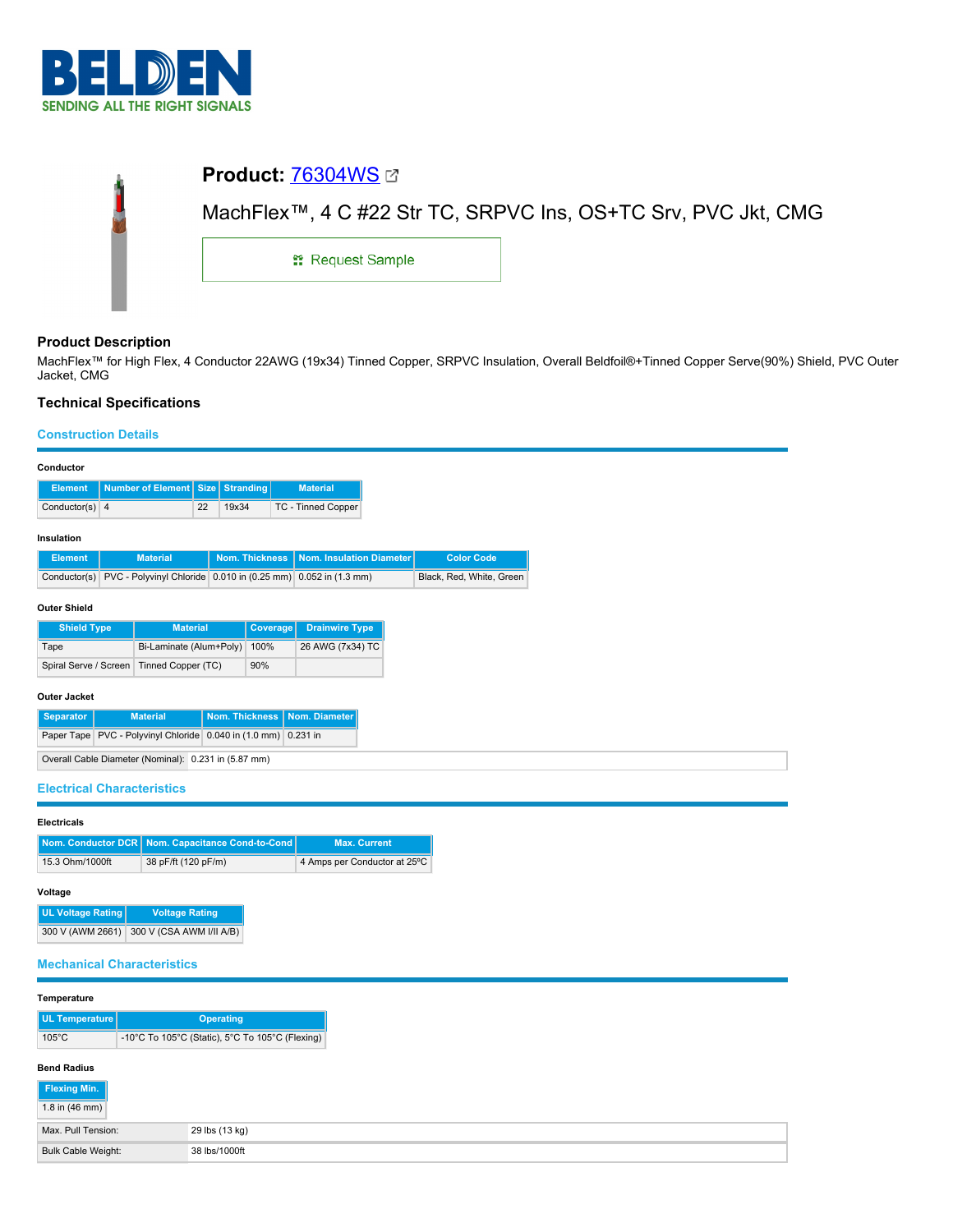# Product: 76304WS

MachFlex™, 4 C #22 Str TC, SRPVC Ins, OS+TC Srv, PVC Jkt, CMG

Request Sample

## Product Description

MachFlex™ for High Flex, 4 Conductor 22AWG (19x34) Tinned Copper, SRPVC Insulation, Overall Beldfoil®+Tinned Copper Serve(90%) Shield, PVC Outer Jacket, CMG

## Technical Specifications

### Construction Details

**Conductor**

| Element | Number of Element | Size | Stranding | Material |
|---|---|---|---|---|
| Conductor(s) | 4 | 22 | 19x34 | TC - Tinned Copper |

**Insulation**

| Element | Material | Nom. Thickness | Nom. Insulation Diameter | Color Code |
|---|---|---|---|---|
| Conductor(s) | PVC - Polyvinyl Chloride | 0.010 in (0.25 mm) | 0.052 in (1.3 mm) | Black, Red, White, Green |

**Outer Shield**

| Shield Type | Material | Coverage | Drainwire Type |
|---|---|---|---|
| Tape | Bi-Laminate (Alum+Poly) | 100% | 26 AWG (7x34) TC |
| Spiral Serve / Screen | Tinned Copper (TC) | 90% | |

**Outer Jacket**

| Separator | Material | Nom. Thickness | Nom. Diameter |
|---|---|---|---|
| Paper Tape | PVC - Polyvinyl Chloride | 0.040 in (1.0 mm) | 0.231 in |

| | |
|---|---|
| Overall Cable Diameter (Nominal): | 0.231 in (5.87 mm) |

### Electrical Characteristics

**Electricals**

| Nom. Conductor DCR | Nom. Capacitance Cond-to-Cond | Max. Current |
|---|---|---|
| 15.3 Ohm/1000ft | 38 pF/ft (120 pF/m) | 4 Amps per Conductor at 25ºC |

**Voltage**

| UL Voltage Rating | Voltage Rating |
|---|---|
| 300 V (AWM 2661) | 300 V (CSA AWM I/II A/B) |

### Mechanical Characteristics

**Temperature**

| UL Temperature | Operating |
|---|---|
| 105°C | -10°C To 105°C (Static), 5°C To 105°C (Flexing) |

**Bend Radius**

| Flexing Min. |
|---|
| 1.8 in (46 mm) |

| | |
|---|---|
| Max. Pull Tension: | 29 lbs (13 kg) |
| Bulk Cable Weight: | 38 lbs/1000ft |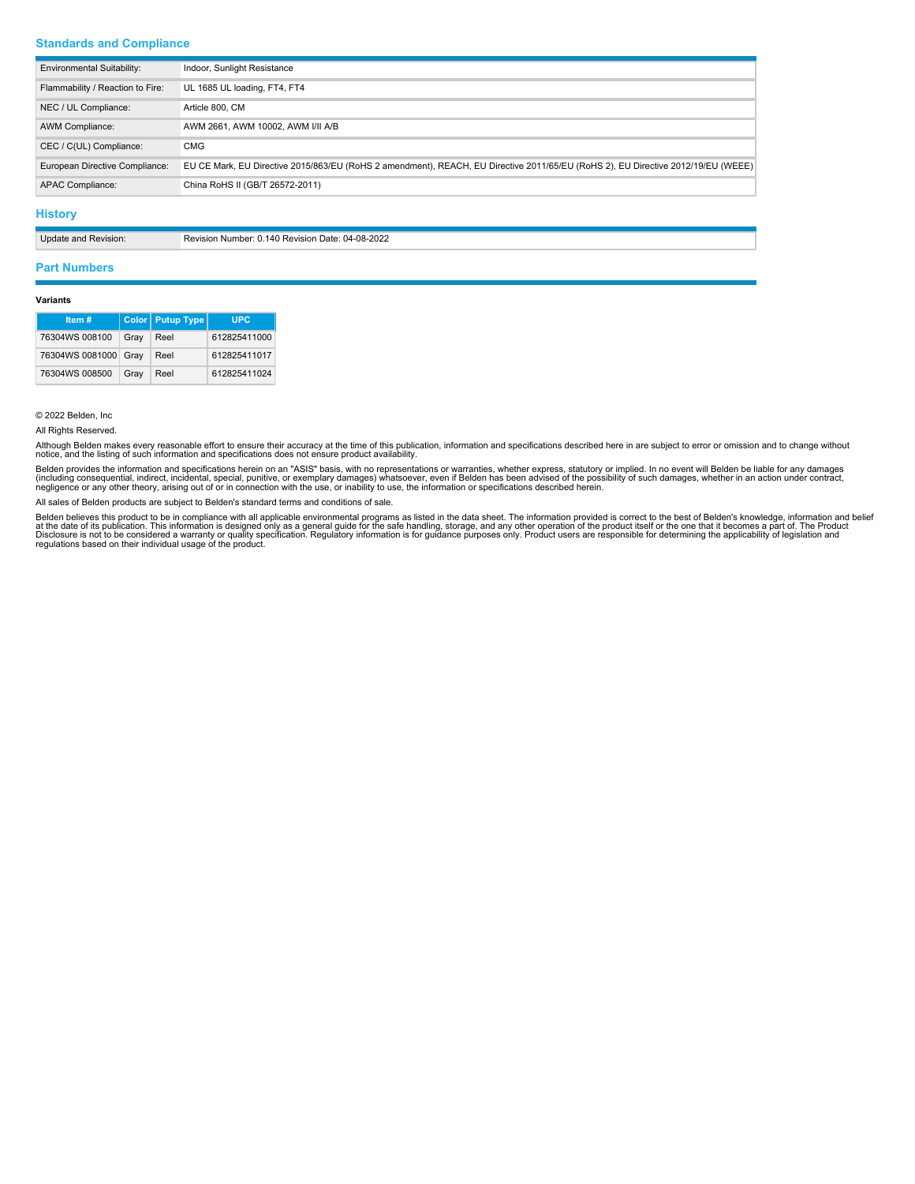## Standards and Compliance

| | |
|---|---|
| Environmental Suitability: | Indoor, Sunlight Resistance |
| Flammability / Reaction to Fire: | UL 1685 UL loading, FT4, FT4 |
| NEC / UL Compliance: | Article 800, CM |
| AWM Compliance: | AWM 2661, AWM 10002, AWM I/II A/B |
| CEC / C(UL) Compliance: | CMG |
| European Directive Compliance: | EU CE Mark, EU Directive 2015/863/EU (RoHS 2 amendment), REACH, EU Directive 2011/65/EU (RoHS 2), EU Directive 2012/19/EU (WEEE) |
| APAC Compliance: | China RoHS II (GB/T 26572-2011) |

## History

| | |
|---|---|
| Update and Revision: | Revision Number: 0.140 Revision Date: 04-08-2022 |

## Part Numbers

**Variants**

| Item # | Color | Putup Type | UPC |
|---|---|---|---|
| 76304WS 008100 | Gray | Reel | 612825411000 |
| 76304WS 0081000 | Gray | Reel | 612825411017 |
| 76304WS 008500 | Gray | Reel | 612825411024 |

© 2022 Belden, Inc

All Rights Reserved.

Although Belden makes every reasonable effort to ensure their accuracy at the time of this publication, information and specifications described here in are subject to error or omission and to change without notice, and the listing of such information and specifications does not ensure product availability.

Belden provides the information and specifications herein on an "ASIS" basis, with no representations or warranties, whether express, statutory or implied. In no event will Belden be liable for any damages (including consequential, indirect, incidental, special, punitive, or exemplary damages) whatsoever, even if Belden has been advised of the possibility of such damages, whether in an action under contract, negligence or any other theory, arising out of or in connection with the use, or inability to use, the information or specifications described herein.

All sales of Belden products are subject to Belden's standard terms and conditions of sale.

Belden believes this product to be in compliance with all applicable environmental programs as listed in the data sheet. The information provided is correct to the best of Belden's knowledge, information and belief at the date of its publication. This information is designed only as a general guide for the safe handling, storage, and any other operation of the product itself or the one that it becomes a part of. The Product Disclosure is not to be considered a warranty or quality specification. Regulatory information is for guidance purposes only. Product users are responsible for determining the applicability of legislation and regulations based on their individual usage of the product.